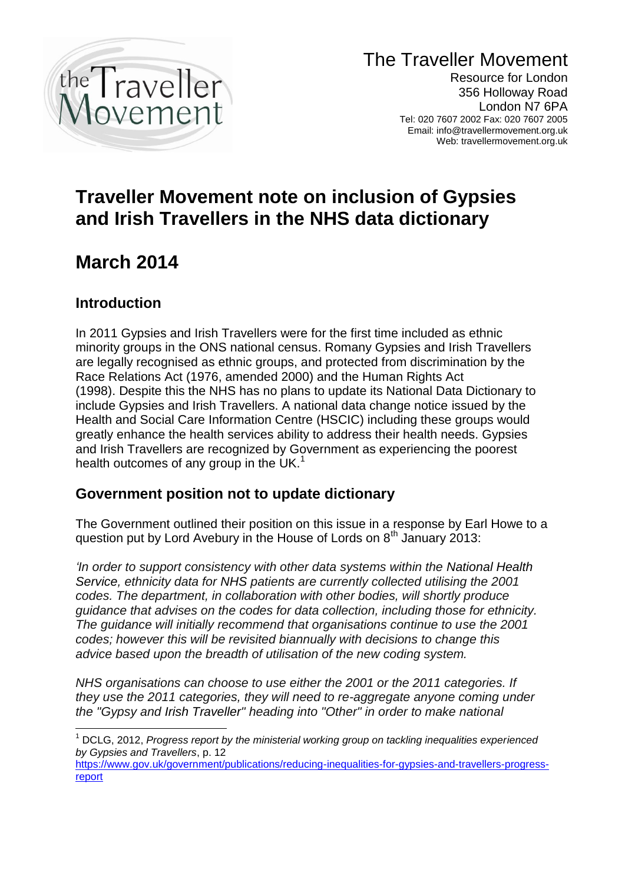The Traveller Movement

Resource for London
356 Holloway Road
London N7 6PA
Tel: 020 7607 2002 Fax: 020 7607 2005
Email: info@travellermovement.org.uk
Web: travellermovement.org.uk

# Traveller Movement note on inclusion of Gypsies and Irish Travellers in the NHS data dictionary

# March 2014

## Introduction

In 2011 Gypsies and Irish Travellers were for the first time included as ethnic minority groups in the ONS national census. Romany Gypsies and Irish Travellers are legally recognised as ethnic groups, and protected from discrimination by the Race Relations Act (1976, amended 2000) and the Human Rights Act (1998). Despite this the NHS has no plans to update its National Data Dictionary to include Gypsies and Irish Travellers. A national data change notice issued by the Health and Social Care Information Centre (HSCIC) including these groups would greatly enhance the health services ability to address their health needs. Gypsies and Irish Travellers are recognized by Government as experiencing the poorest health outcomes of any group in the UK.[1]

## Government position not to update dictionary

The Government outlined their position on this issue in a response by Earl Howe to a question put by Lord Avebury in the House of Lords on 8th January 2013:

*'In order to support consistency with other data systems within the National Health Service, ethnicity data for NHS patients are currently collected utilising the 2001 codes. The department, in collaboration with other bodies, will shortly produce guidance that advises on the codes for data collection, including those for ethnicity. The guidance will initially recommend that organisations continue to use the 2001 codes; however this will be revisited biannually with decisions to change this advice based upon the breadth of utilisation of the new coding system.*

*NHS organisations can choose to use either the 2001 or the 2011 categories. If they use the 2011 categories, they will need to re-aggregate anyone coming under the "Gypsy and Irish Traveller" heading into "Other" in order to make national*

---

[1] DCLG, 2012, *Progress report by the ministerial working group on tackling inequalities experienced by Gypsies and Travellers*, p. 12 https://www.gov.uk/government/publications/reducing-inequalities-for-gypsies-and-travellers-progress-report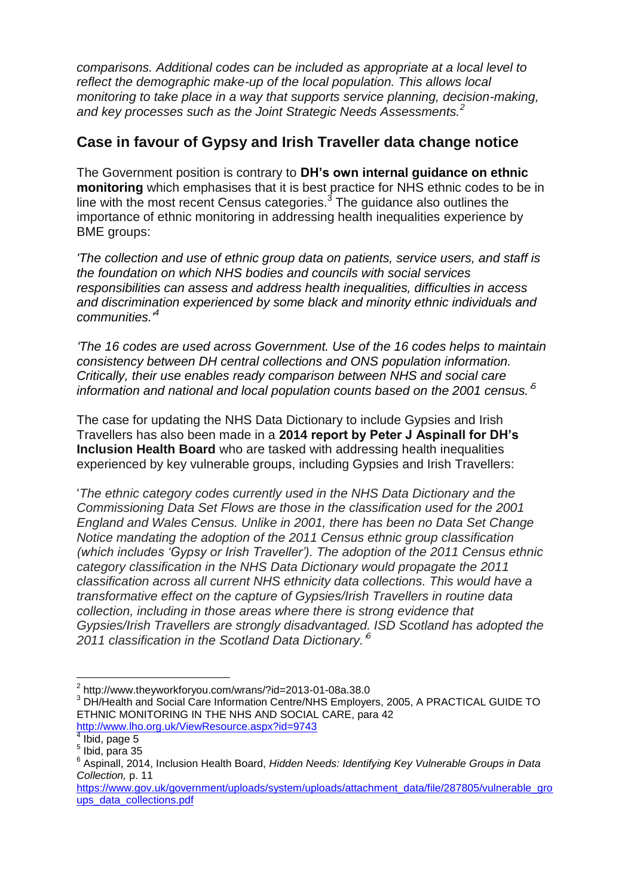*comparisons. Additional codes can be included as appropriate at a local level to reflect the demographic make-up of the local population. This allows local monitoring to take place in a way that supports service planning, decision-making, and key processes such as the Joint Strategic Needs Assessments.*[2]

## Case in favour of Gypsy and Irish Traveller data change notice

The Government position is contrary to **DH's own internal guidance on ethnic monitoring** which emphasises that it is best practice for NHS ethnic codes to be in line with the most recent Census categories.[3] The guidance also outlines the importance of ethnic monitoring in addressing health inequalities experience by BME groups:

*'The collection and use of ethnic group data on patients, service users, and staff is the foundation on which NHS bodies and councils with social services responsibilities can assess and address health inequalities, difficulties in access and discrimination experienced by some black and minority ethnic individuals and communities.'*[4]

*'The 16 codes are used across Government. Use of the 16 codes helps to maintain consistency between DH central collections and ONS population information. Critically, their use enables ready comparison between NHS and social care information and national and local population counts based on the 2001 census.'*[5]

The case for updating the NHS Data Dictionary to include Gypsies and Irish Travellers has also been made in a **2014 report by Peter J Aspinall for DH's Inclusion Health Board** who are tasked with addressing health inequalities experienced by key vulnerable groups, including Gypsies and Irish Travellers:

'*The ethnic category codes currently used in the NHS Data Dictionary and the Commissioning Data Set Flows are those in the classification used for the 2001 England and Wales Census. Unlike in 2001, there has been no Data Set Change Notice mandating the adoption of the 2011 Census ethnic group classification (which includes 'Gypsy or Irish Traveller'). The adoption of the 2011 Census ethnic category classification in the NHS Data Dictionary would propagate the 2011 classification across all current NHS ethnicity data collections. This would have a transformative effect on the capture of Gypsies/Irish Travellers in routine data collection, including in those areas where there is strong evidence that Gypsies/Irish Travellers are strongly disadvantaged. ISD Scotland has adopted the 2011 classification in the Scotland Data Dictionary.'*[6]

---

[2] http://www.theyworkforyou.com/wrans/?id=2013-01-08a.38.0

[3] DH/Health and Social Care Information Centre/NHS Employers, 2005, A PRACTICAL GUIDE TO ETHNIC MONITORING IN THE NHS AND SOCIAL CARE, para 42 http://www.lho.org.uk/ViewResource.aspx?id=9743

[4] Ibid, page 5

[5] Ibid, para 35

[6] Aspinall, 2014, Inclusion Health Board, *Hidden Needs: Identifying Key Vulnerable Groups in Data Collection,* p. 11 https://www.gov.uk/government/uploads/system/uploads/attachment_data/file/287805/vulnerable_groups_data_collections.pdf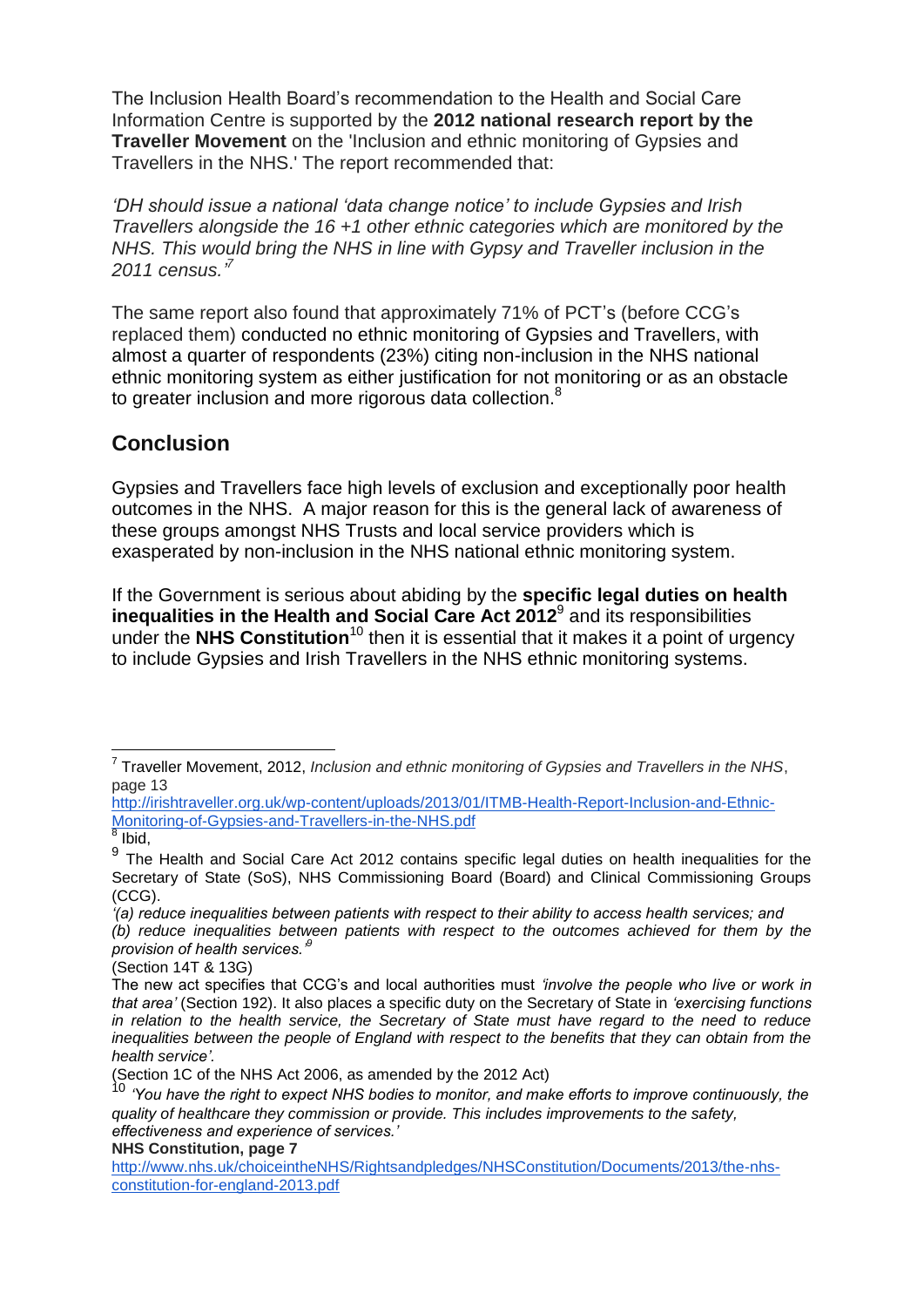The Inclusion Health Board's recommendation to the Health and Social Care Information Centre is supported by the **2012 national research report by the Traveller Movement** on the 'Inclusion and ethnic monitoring of Gypsies and Travellers in the NHS.' The report recommended that:

*'DH should issue a national 'data change notice' to include Gypsies and Irish Travellers alongside the 16 +1 other ethnic categories which are monitored by the NHS. This would bring the NHS in line with Gypsy and Traveller inclusion in the 2011 census.'*[7]

The same report also found that approximately 71% of PCT's (before CCG's replaced them) conducted no ethnic monitoring of Gypsies and Travellers, with almost a quarter of respondents (23%) citing non-inclusion in the NHS national ethnic monitoring system as either justification for not monitoring or as an obstacle to greater inclusion and more rigorous data collection.[8]

## Conclusion

Gypsies and Travellers face high levels of exclusion and exceptionally poor health outcomes in the NHS. A major reason for this is the general lack of awareness of these groups amongst NHS Trusts and local service providers which is exasperated by non-inclusion in the NHS national ethnic monitoring system.

If the Government is serious about abiding by the **specific legal duties on health inequalities in the Health and Social Care Act 2012**[9] and its responsibilities under the **NHS Constitution**[10] then it is essential that it makes it a point of urgency to include Gypsies and Irish Travellers in the NHS ethnic monitoring systems.

---

[7] Traveller Movement, 2012, *Inclusion and ethnic monitoring of Gypsies and Travellers in the NHS*, page 13 http://irishtraveller.org.uk/wp-content/uploads/2013/01/ITMB-Health-Report-Inclusion-and-Ethnic-Monitoring-of-Gypsies-and-Travellers-in-the-NHS.pdf

[8] Ibid,

[9] The Health and Social Care Act 2012 contains specific legal duties on health inequalities for the Secretary of State (SoS), NHS Commissioning Board (Board) and Clinical Commissioning Groups (CCG).

*'(a) reduce inequalities between patients with respect to their ability to access health services; and*
*(b) reduce inequalities between patients with respect to the outcomes achieved for them by the provision of health services.'*[9]

(Section 14T & 13G)

The new act specifies that CCG's and local authorities must *'involve the people who live or work in that area'* (Section 192). It also places a specific duty on the Secretary of State in *'exercising functions in relation to the health service, the Secretary of State must have regard to the need to reduce inequalities between the people of England with respect to the benefits that they can obtain from the health service'.*

(Section 1C of the NHS Act 2006, as amended by the 2012 Act)

[10] *'You have the right to expect NHS bodies to monitor, and make efforts to improve continuously, the quality of healthcare they commission or provide. This includes improvements to the safety, effectiveness and experience of services.'*

**NHS Constitution, page 7**

http://www.nhs.uk/choiceintheNHS/Rightsandpledges/NHSConstitution/Documents/2013/the-nhs-constitution-for-england-2013.pdf